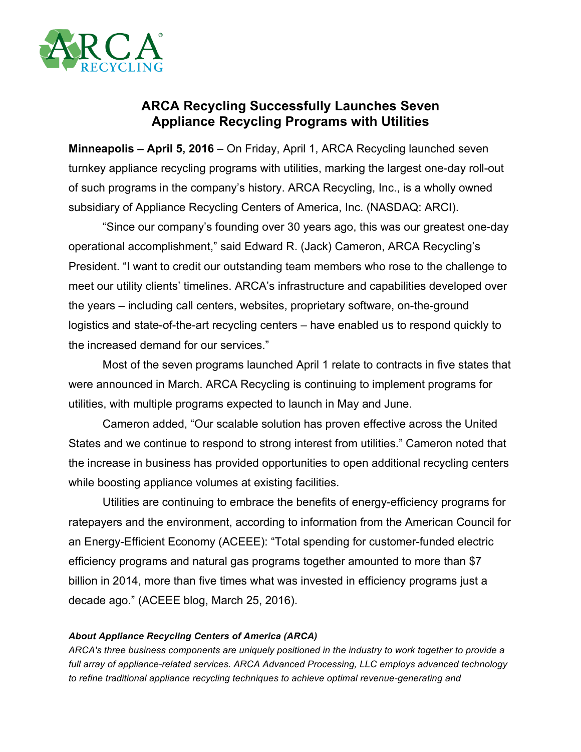# ARCA Recycling Successfully Launches Seven Appliance Recycling Programs with Utilities

**Minneapolis – April 5, 2016** – On Friday, April 1, ARCA Recycling launched seven turnkey appliance recycling programs with utilities, marking the largest one-day roll-out of such programs in the company's history. ARCA Recycling, Inc., is a wholly owned subsidiary of Appliance Recycling Centers of America, Inc. (NASDAQ: ARCI).

"Since our company's founding over 30 years ago, this was our greatest one-day operational accomplishment," said Edward R. (Jack) Cameron, ARCA Recycling's President. "I want to credit our outstanding team members who rose to the challenge to meet our utility clients' timelines. ARCA's infrastructure and capabilities developed over the years – including call centers, websites, proprietary software, on-the-ground logistics and state-of-the-art recycling centers – have enabled us to respond quickly to the increased demand for our services."

Most of the seven programs launched April 1 relate to contracts in five states that were announced in March. ARCA Recycling is continuing to implement programs for utilities, with multiple programs expected to launch in May and June.

Cameron added, "Our scalable solution has proven effective across the United States and we continue to respond to strong interest from utilities." Cameron noted that the increase in business has provided opportunities to open additional recycling centers while boosting appliance volumes at existing facilities.

Utilities are continuing to embrace the benefits of energy-efficiency programs for ratepayers and the environment, according to information from the American Council for an Energy-Efficient Economy (ACEEE): "Total spending for customer-funded electric efficiency programs and natural gas programs together amounted to more than $7 billion in 2014, more than five times what was invested in efficiency programs just a decade ago." (ACEEE blog, March 25, 2016).

***About Appliance Recycling Centers of America (ARCA)***

*ARCA's three business components are uniquely positioned in the industry to work together to provide a full array of appliance-related services. ARCA Advanced Processing, LLC employs advanced technology to refine traditional appliance recycling techniques to achieve optimal revenue-generating and*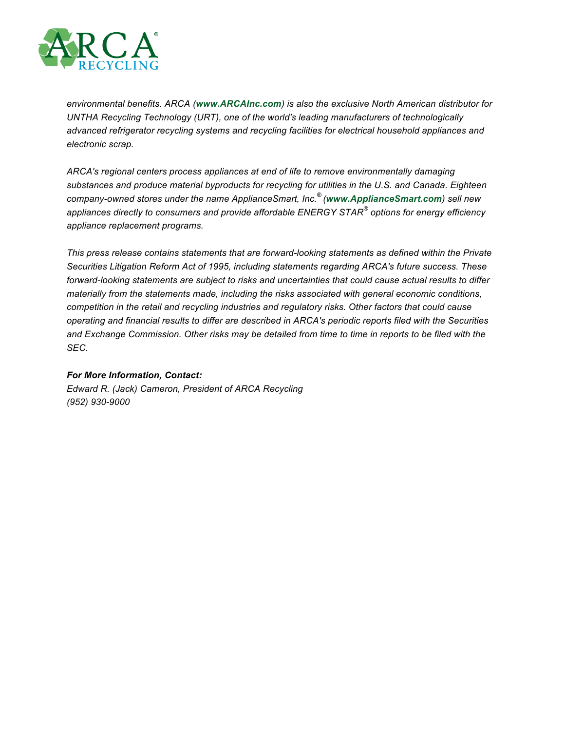*environmental benefits. ARCA (**www.ARCAInc.com**) is also the exclusive North American distributor for UNTHA Recycling Technology (URT), one of the world's leading manufacturers of technologically advanced refrigerator recycling systems and recycling facilities for electrical household appliances and electronic scrap.*

*ARCA's regional centers process appliances at end of life to remove environmentally damaging substances and produce material byproducts for recycling for utilities in the U.S. and Canada. Eighteen company-owned stores under the name ApplianceSmart, Inc.® (**www.ApplianceSmart.com**) sell new appliances directly to consumers and provide affordable ENERGY STAR® options for energy efficiency appliance replacement programs.*

*This press release contains statements that are forward-looking statements as defined within the Private Securities Litigation Reform Act of 1995, including statements regarding ARCA's future success. These forward-looking statements are subject to risks and uncertainties that could cause actual results to differ materially from the statements made, including the risks associated with general economic conditions, competition in the retail and recycling industries and regulatory risks. Other factors that could cause operating and financial results to differ are described in ARCA's periodic reports filed with the Securities and Exchange Commission. Other risks may be detailed from time to time in reports to be filed with the SEC.*

***For More Information, Contact:***
*Edward R. (Jack) Cameron, President of ARCA Recycling*
*(952) 930-9000*